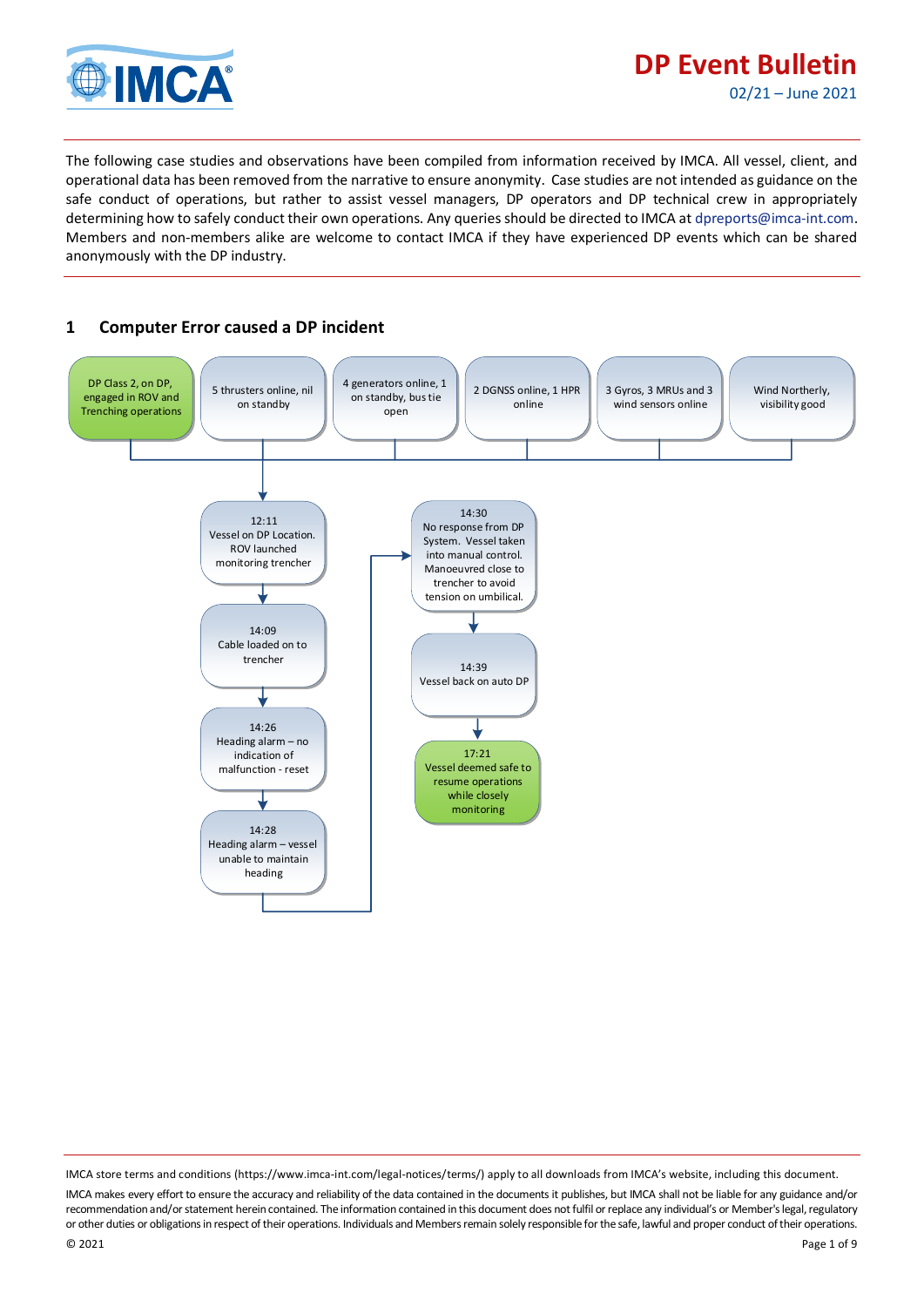# DP Event Bulletin

02/21 – June 2021

The following case studies and observations have been compiled from information received by IMCA. All vessel, client, and operational data has been removed from the narrative to ensure anonymity. Case studies are not intended as guidance on the safe conduct of operations, but rather to assist vessel managers, DP operators and DP technical crew in appropriately determining how to safely conduct their own operations. Any queries should be directed to IMCA at dpreports@imca-int.com. Members and non-members alike are welcome to contact IMCA if they have experienced DP events which can be shared anonymously with the DP industry.

## 1 Computer Error caused a DP incident

- DP Class 2, on DP, engaged in ROV and Trenching operations
- 5 thrusters online, nil on standby
- 4 generators online, 1 on standby, bus tie open
- 2 DGNSS online, 1 HPR online
- 3 Gyros, 3 MRUs and 3 wind sensors online
- Wind Northerly, visibility good

12:11
Vessel on DP Location. ROV launched monitoring trencher

14:09
Cable loaded on to trencher

14:26
Heading alarm – no indication of malfunction - reset

14:28
Heading alarm – vessel unable to maintain heading

14:30
No response from DP System. Vessel taken into manual control. Manoeuvred close to trencher to avoid tension on umbilical.

14:39
Vessel back on auto DP

17:21
Vessel deemed safe to resume operations while closely monitoring

IMCA store terms and conditions (https://www.imca-int.com/legal-notices/terms/) apply to all downloads from IMCA's website, including this document.

IMCA makes every effort to ensure the accuracy and reliability of the data contained in the documents it publishes, but IMCA shall not be liable for any guidance and/or recommendation and/or statement herein contained. The information contained in this document does not fulfil or replace any individual's or Member's legal, regulatory or other duties or obligations in respect of their operations. Individuals and Members remain solely responsible for the safe, lawful and proper conduct of their operations.

© 2021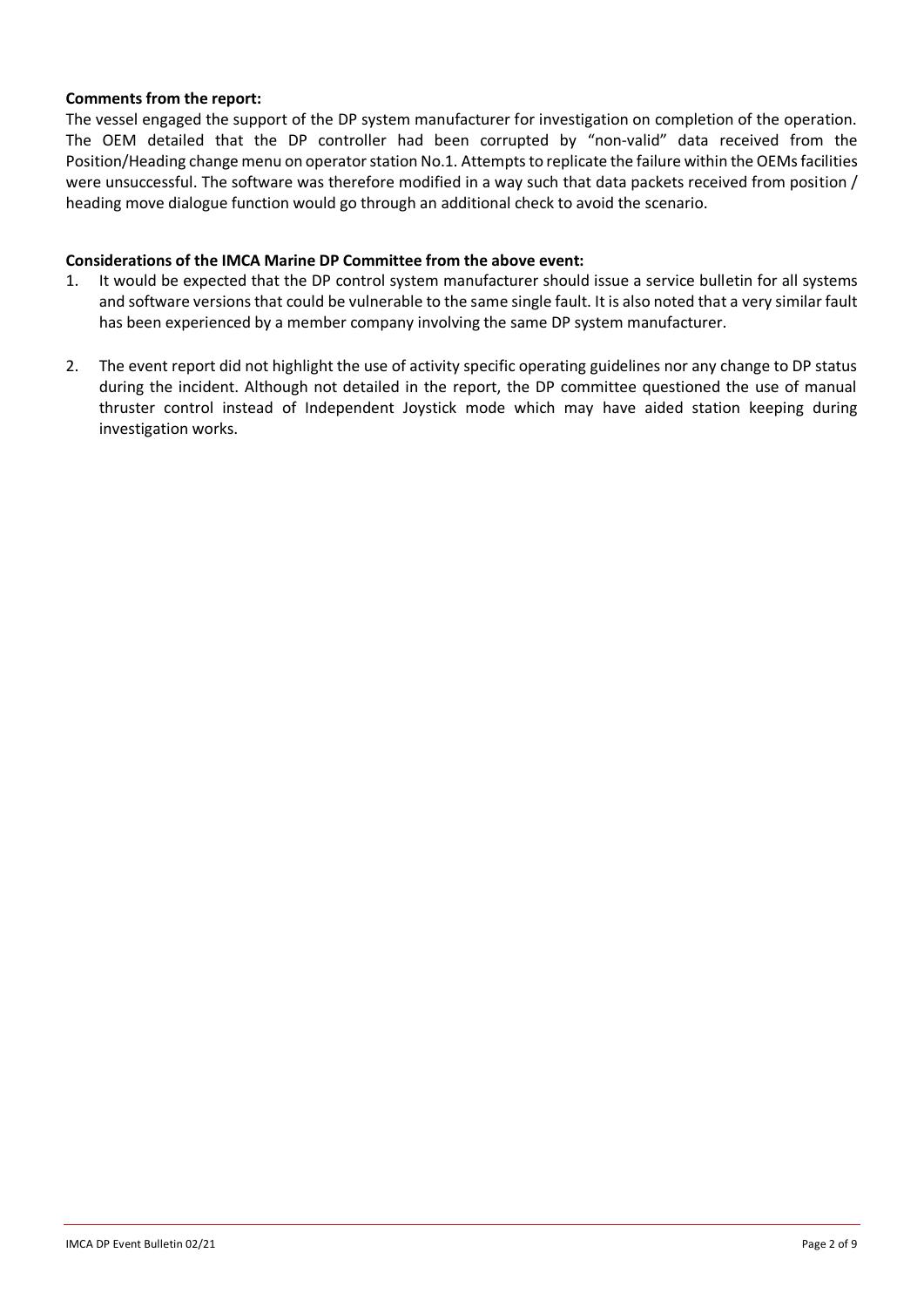**Comments from the report:**

The vessel engaged the support of the DP system manufacturer for investigation on completion of the operation. The OEM detailed that the DP controller had been corrupted by "non-valid" data received from the Position/Heading change menu on operator station No.1. Attempts to replicate the failure within the OEMs facilities were unsuccessful. The software was therefore modified in a way such that data packets received from position / heading move dialogue function would go through an additional check to avoid the scenario.

**Considerations of the IMCA Marine DP Committee from the above event:**

1. It would be expected that the DP control system manufacturer should issue a service bulletin for all systems and software versions that could be vulnerable to the same single fault. It is also noted that a very similar fault has been experienced by a member company involving the same DP system manufacturer.
2. The event report did not highlight the use of activity specific operating guidelines nor any change to DP status during the incident. Although not detailed in the report, the DP committee questioned the use of manual thruster control instead of Independent Joystick mode which may have aided station keeping during investigation works.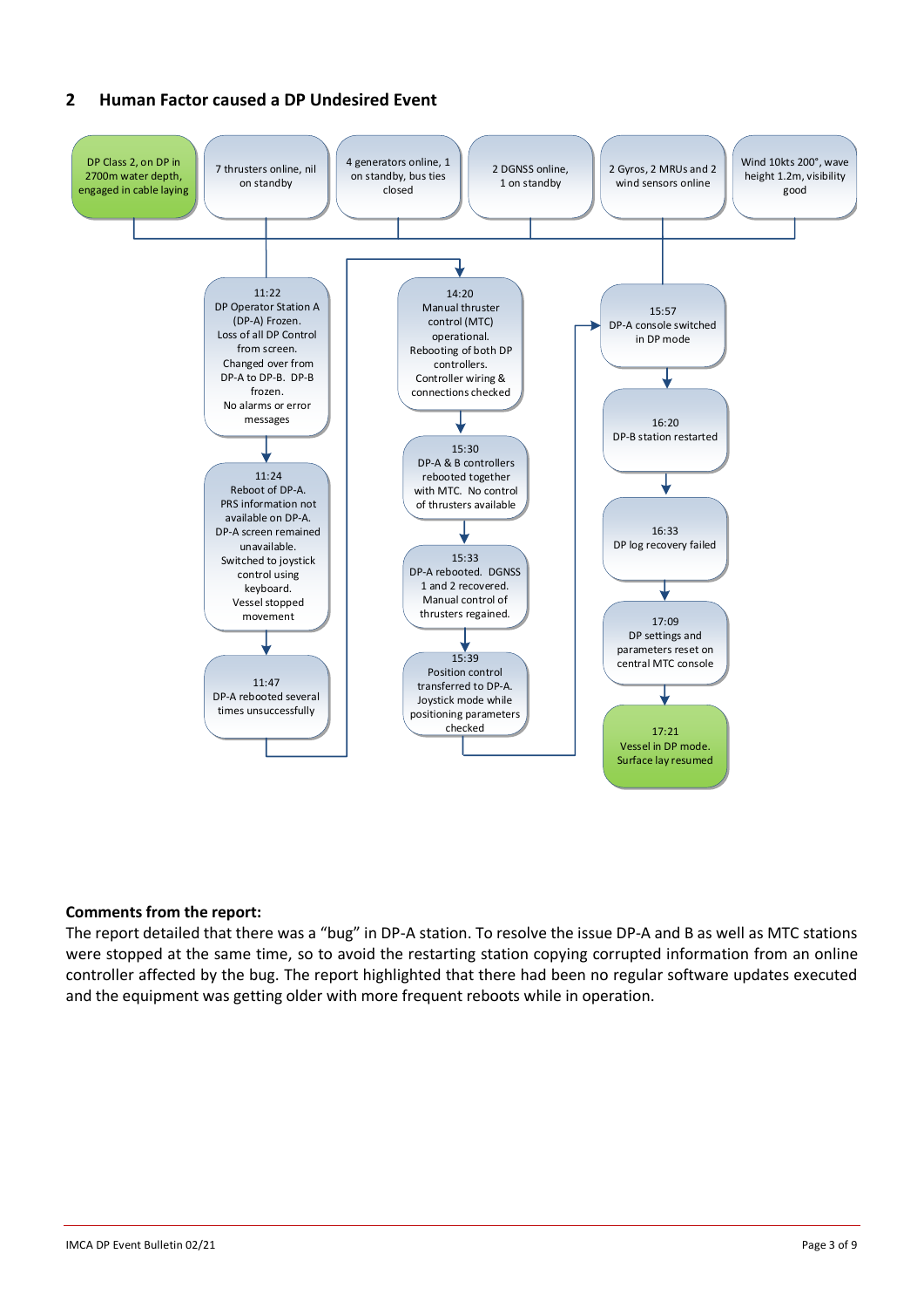## 2 Human Factor caused a DP Undesired Event

DP Class 2, on DP in 2700m water depth, engaged in cable laying

7 thrusters online, nil on standby

4 generators online, 1 on standby, bus ties closed

2 DGNSS online, 1 on standby

2 Gyros, 2 MRUs and 2 wind sensors online

Wind 10kts 200°, wave height 1.2m, visibility good

11:22
DP Operator Station A (DP-A) Frozen. Loss of all DP Control from screen. Changed over from DP-A to DP-B. DP-B frozen. No alarms or error messages

11:24
Reboot of DP-A. PRS information not available on DP-A. DP-A screen remained unavailable. Switched to joystick control using keyboard. Vessel stopped movement

11:47
DP-A rebooted several times unsuccessfully

14:20
Manual thruster control (MTC) operational. Rebooting of both DP controllers. Controller wiring & connections checked

15:30
DP-A & B controllers rebooted together with MTC. No control of thrusters available

15:33
DP-A rebooted. DGNSS 1 and 2 recovered. Manual control of thrusters regained.

15:39
Position control transferred to DP-A. Joystick mode while positioning parameters checked

15:57
DP-A console switched in DP mode

16:20
DP-B station restarted

16:33
DP log recovery failed

17:09
DP settings and parameters reset on central MTC console

17:21
Vessel in DP mode. Surface lay resumed

**Comments from the report:**

The report detailed that there was a "bug" in DP-A station. To resolve the issue DP-A and B as well as MTC stations were stopped at the same time, so to avoid the restarting station copying corrupted information from an online controller affected by the bug. The report highlighted that there had been no regular software updates executed and the equipment was getting older with more frequent reboots while in operation.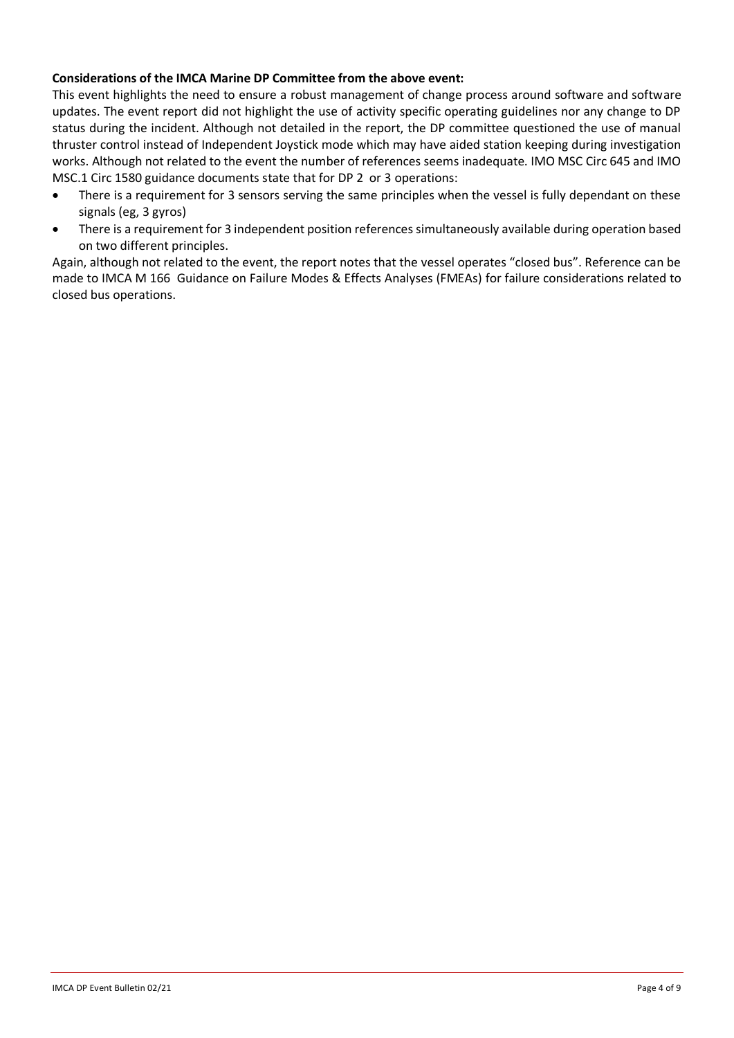**Considerations of the IMCA Marine DP Committee from the above event:**

This event highlights the need to ensure a robust management of change process around software and software updates. The event report did not highlight the use of activity specific operating guidelines nor any change to DP status during the incident. Although not detailed in the report, the DP committee questioned the use of manual thruster control instead of Independent Joystick mode which may have aided station keeping during investigation works. Although not related to the event the number of references seems inadequate. IMO MSC Circ 645 and IMO MSC.1 Circ 1580 guidance documents state that for DP 2 or 3 operations:

- There is a requirement for 3 sensors serving the same principles when the vessel is fully dependant on these signals (eg, 3 gyros)
- There is a requirement for 3 independent position references simultaneously available during operation based on two different principles.

Again, although not related to the event, the report notes that the vessel operates "closed bus". Reference can be made to IMCA M 166 Guidance on Failure Modes & Effects Analyses (FMEAs) for failure considerations related to closed bus operations.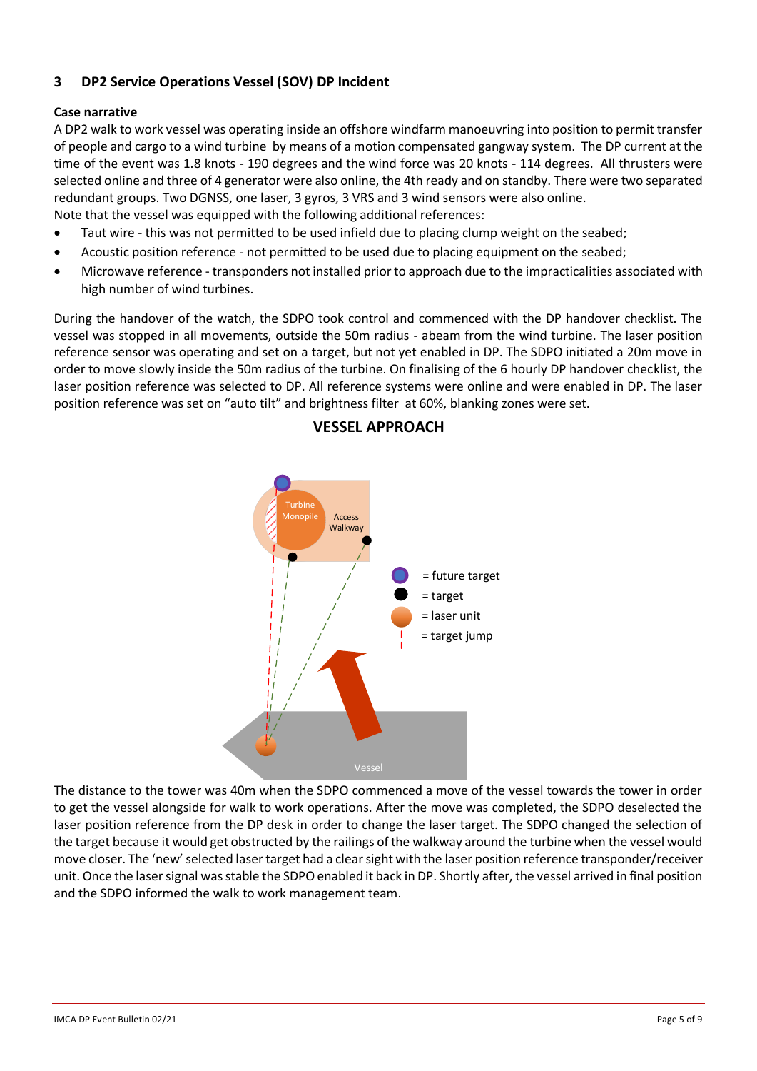## 3 DP2 Service Operations Vessel (SOV) DP Incident

**Case narrative**

A DP2 walk to work vessel was operating inside an offshore windfarm manoeuvring into position to permit transfer of people and cargo to a wind turbine by means of a motion compensated gangway system. The DP current at the time of the event was 1.8 knots - 190 degrees and the wind force was 20 knots - 114 degrees. All thrusters were selected online and three of 4 generator were also online, the 4th ready and on standby. There were two separated redundant groups. Two DGNSS, one laser, 3 gyros, 3 VRS and 3 wind sensors were also online.

Note that the vessel was equipped with the following additional references:

- Taut wire - this was not permitted to be used infield due to placing clump weight on the seabed;
- Acoustic position reference - not permitted to be used due to placing equipment on the seabed;
- Microwave reference - transponders not installed prior to approach due to the impracticalities associated with high number of wind turbines.

During the handover of the watch, the SDPO took control and commenced with the DP handover checklist. The vessel was stopped in all movements, outside the 50m radius - abeam from the wind turbine. The laser position reference sensor was operating and set on a target, but not yet enabled in DP. The SDPO initiated a 20m move in order to move slowly inside the 50m radius of the turbine. On finalising of the 6 hourly DP handover checklist, the laser position reference was selected to DP. All reference systems were online and were enabled in DP. The laser position reference was set on "auto tilt" and brightness filter at 60%, blanking zones were set.

**VESSEL APPROACH**

Turbine Monopile
Access Walkway
Vessel

= future target
= target
= laser unit
= target jump

The distance to the tower was 40m when the SDPO commenced a move of the vessel towards the tower in order to get the vessel alongside for walk to work operations. After the move was completed, the SDPO deselected the laser position reference from the DP desk in order to change the laser target. The SDPO changed the selection of the target because it would get obstructed by the railings of the walkway around the turbine when the vessel would move closer. The 'new' selected laser target had a clear sight with the laser position reference transponder/receiver unit. Once the laser signal was stable the SDPO enabled it back in DP. Shortly after, the vessel arrived in final position and the SDPO informed the walk to work management team.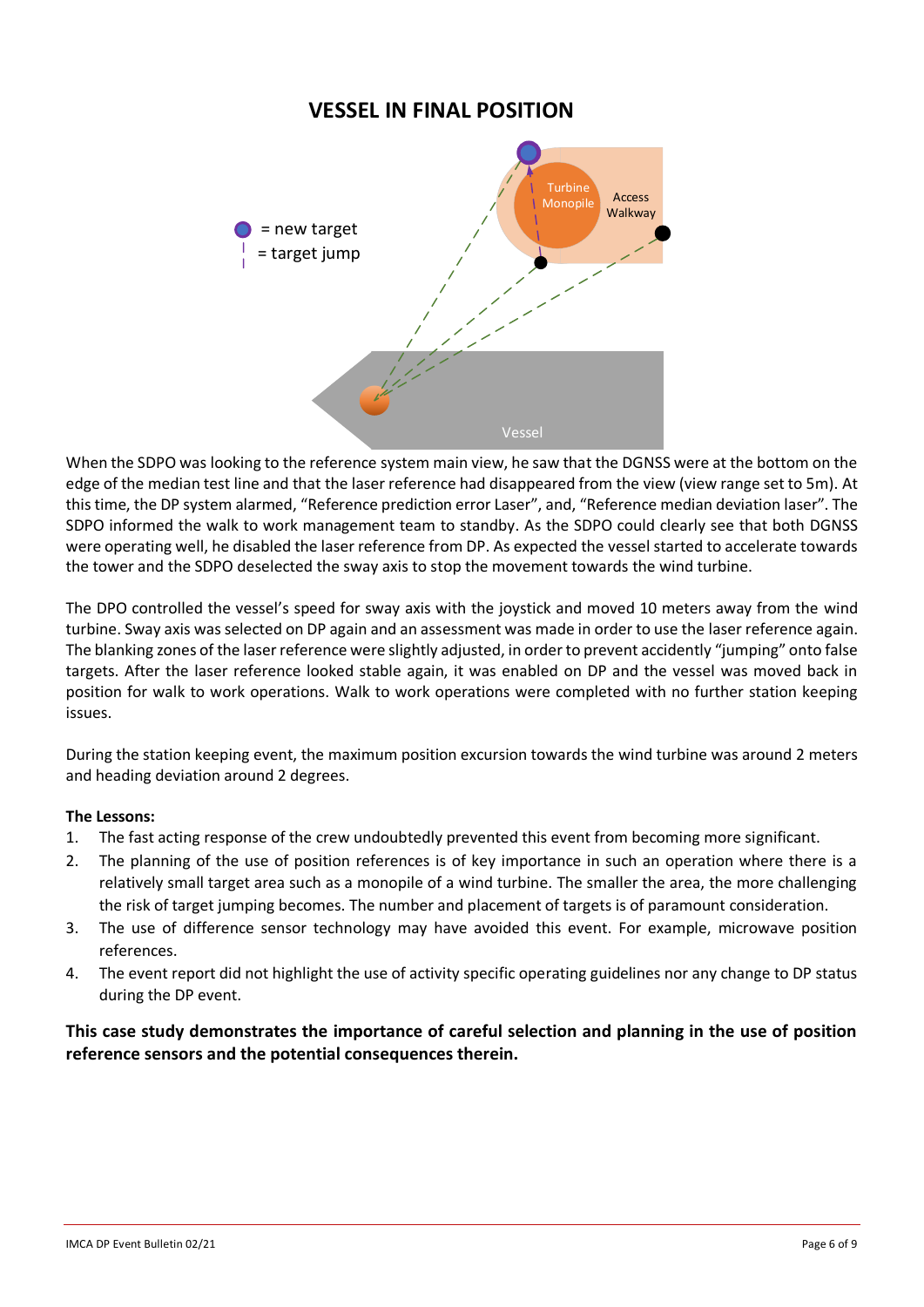## VESSEL IN FINAL POSITION

= new target
= target jump

Turbine Monopile

Access Walkway

Vessel

When the SDPO was looking to the reference system main view, he saw that the DGNSS were at the bottom on the edge of the median test line and that the laser reference had disappeared from the view (view range set to 5m). At this time, the DP system alarmed, "Reference prediction error Laser", and, "Reference median deviation laser". The SDPO informed the walk to work management team to standby. As the SDPO could clearly see that both DGNSS were operating well, he disabled the laser reference from DP. As expected the vessel started to accelerate towards the tower and the SDPO deselected the sway axis to stop the movement towards the wind turbine.

The DPO controlled the vessel's speed for sway axis with the joystick and moved 10 meters away from the wind turbine. Sway axis was selected on DP again and an assessment was made in order to use the laser reference again. The blanking zones of the laser reference were slightly adjusted, in order to prevent accidently "jumping" onto false targets. After the laser reference looked stable again, it was enabled on DP and the vessel was moved back in position for walk to work operations. Walk to work operations were completed with no further station keeping issues.

During the station keeping event, the maximum position excursion towards the wind turbine was around 2 meters and heading deviation around 2 degrees.

**The Lessons:**

1. The fast acting response of the crew undoubtedly prevented this event from becoming more significant.
2. The planning of the use of position references is of key importance in such an operation where there is a relatively small target area such as a monopile of a wind turbine. The smaller the area, the more challenging the risk of target jumping becomes. The number and placement of targets is of paramount consideration.
3. The use of difference sensor technology may have avoided this event. For example, microwave position references.
4. The event report did not highlight the use of activity specific operating guidelines nor any change to DP status during the DP event.

**This case study demonstrates the importance of careful selection and planning in the use of position reference sensors and the potential consequences therein.**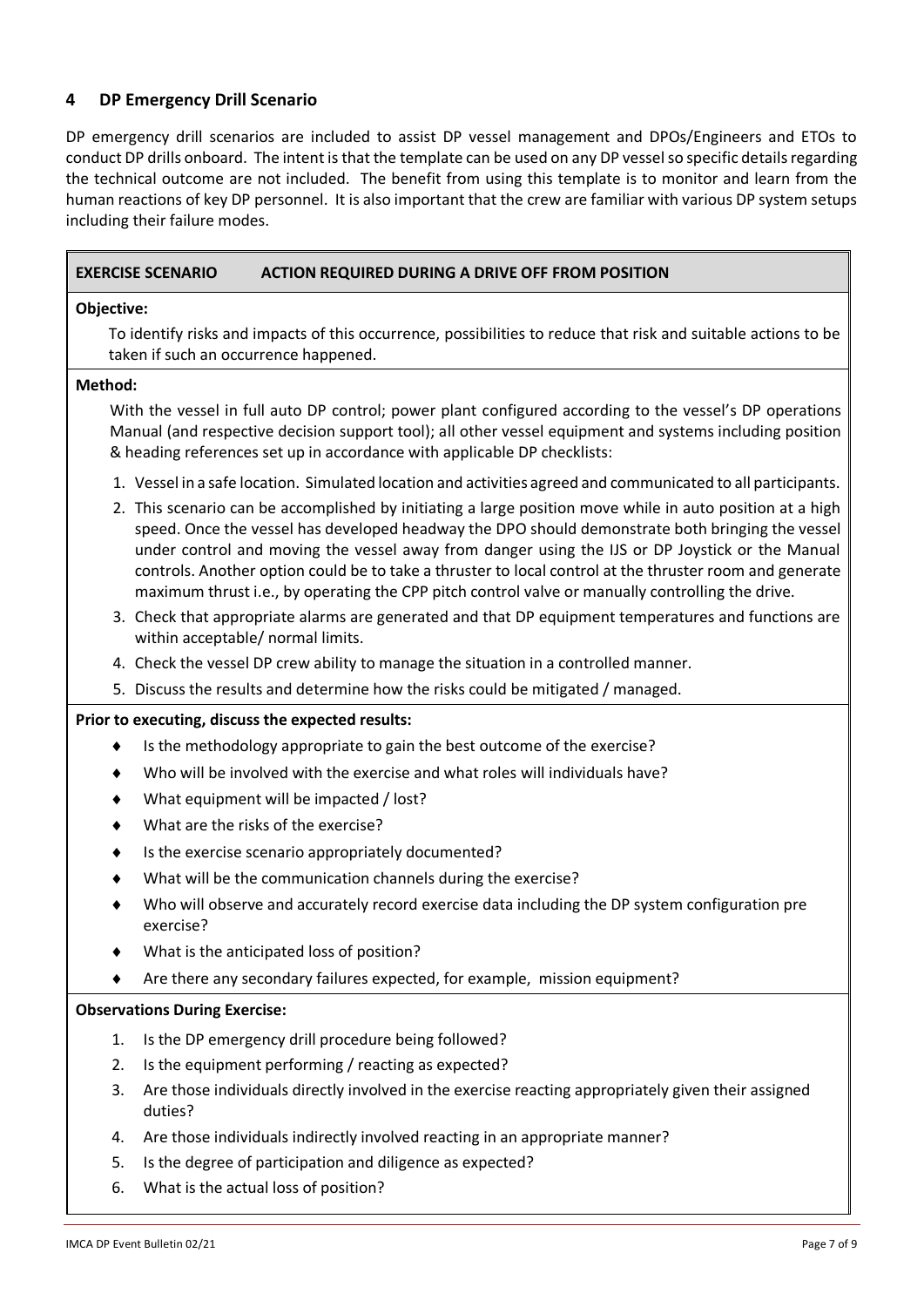## 4 DP Emergency Drill Scenario

DP emergency drill scenarios are included to assist DP vessel management and DPOs/Engineers and ETOs to conduct DP drills onboard. The intent is that the template can be used on any DP vessel so specific details regarding the technical outcome are not included. The benefit from using this template is to monitor and learn from the human reactions of key DP personnel. It is also important that the crew are familiar with various DP system setups including their failure modes.

**EXERCISE SCENARIO ACTION REQUIRED DURING A DRIVE OFF FROM POSITION**

**Objective:**

To identify risks and impacts of this occurrence, possibilities to reduce that risk and suitable actions to be taken if such an occurrence happened.

**Method:**

With the vessel in full auto DP control; power plant configured according to the vessel's DP operations Manual (and respective decision support tool); all other vessel equipment and systems including position & heading references set up in accordance with applicable DP checklists:

1. Vessel in a safe location. Simulated location and activities agreed and communicated to all participants.
2. This scenario can be accomplished by initiating a large position move while in auto position at a high speed. Once the vessel has developed headway the DPO should demonstrate both bringing the vessel under control and moving the vessel away from danger using the IJS or DP Joystick or the Manual controls. Another option could be to take a thruster to local control at the thruster room and generate maximum thrust i.e., by operating the CPP pitch control valve or manually controlling the drive.
3. Check that appropriate alarms are generated and that DP equipment temperatures and functions are within acceptable/ normal limits.
4. Check the vessel DP crew ability to manage the situation in a controlled manner.
5. Discuss the results and determine how the risks could be mitigated / managed.

**Prior to executing, discuss the expected results:**

- Is the methodology appropriate to gain the best outcome of the exercise?
- Who will be involved with the exercise and what roles will individuals have?
- What equipment will be impacted / lost?
- What are the risks of the exercise?
- Is the exercise scenario appropriately documented?
- What will be the communication channels during the exercise?
- Who will observe and accurately record exercise data including the DP system configuration pre exercise?
- What is the anticipated loss of position?
- Are there any secondary failures expected, for example, mission equipment?

**Observations During Exercise:**

1. Is the DP emergency drill procedure being followed?
2. Is the equipment performing / reacting as expected?
3. Are those individuals directly involved in the exercise reacting appropriately given their assigned duties?
4. Are those individuals indirectly involved reacting in an appropriate manner?
5. Is the degree of participation and diligence as expected?
6. What is the actual loss of position?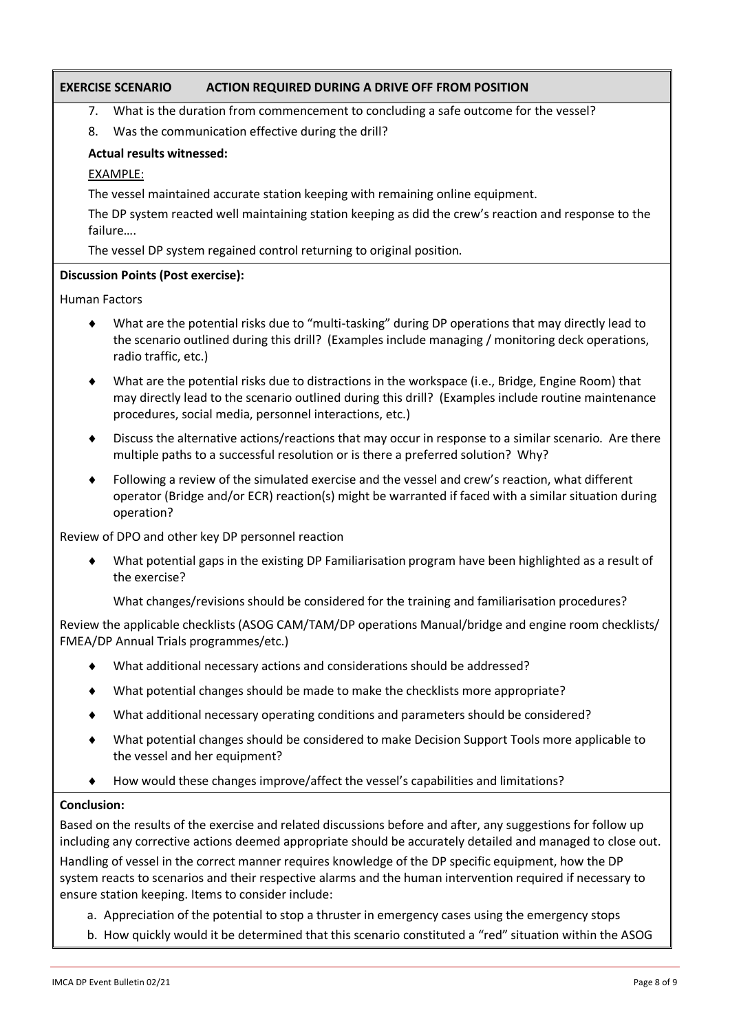**EXERCISE SCENARIO — ACTION REQUIRED DURING A DRIVE OFF FROM POSITION**

7. What is the duration from commencement to concluding a safe outcome for the vessel?
8. Was the communication effective during the drill?

**Actual results witnessed:**

EXAMPLE:

The vessel maintained accurate station keeping with remaining online equipment.

The DP system reacted well maintaining station keeping as did the crew's reaction and response to the failure….

The vessel DP system regained control returning to original position.

**Discussion Points (Post exercise):**

Human Factors

- What are the potential risks due to "multi-tasking" during DP operations that may directly lead to the scenario outlined during this drill? (Examples include managing / monitoring deck operations, radio traffic, etc.)
- What are the potential risks due to distractions in the workspace (i.e., Bridge, Engine Room) that may directly lead to the scenario outlined during this drill? (Examples include routine maintenance procedures, social media, personnel interactions, etc.)
- Discuss the alternative actions/reactions that may occur in response to a similar scenario. Are there multiple paths to a successful resolution or is there a preferred solution? Why?
- Following a review of the simulated exercise and the vessel and crew's reaction, what different operator (Bridge and/or ECR) reaction(s) might be warranted if faced with a similar situation during operation?

Review of DPO and other key DP personnel reaction

- What potential gaps in the existing DP Familiarisation program have been highlighted as a result of the exercise?

  What changes/revisions should be considered for the training and familiarisation procedures?

Review the applicable checklists (ASOG CAM/TAM/DP operations Manual/bridge and engine room checklists/ FMEA/DP Annual Trials programmes/etc.)

- What additional necessary actions and considerations should be addressed?
- What potential changes should be made to make the checklists more appropriate?
- What additional necessary operating conditions and parameters should be considered?
- What potential changes should be considered to make Decision Support Tools more applicable to the vessel and her equipment?
- How would these changes improve/affect the vessel's capabilities and limitations?

**Conclusion:**

Based on the results of the exercise and related discussions before and after, any suggestions for follow up including any corrective actions deemed appropriate should be accurately detailed and managed to close out.

Handling of vessel in the correct manner requires knowledge of the DP specific equipment, how the DP system reacts to scenarios and their respective alarms and the human intervention required if necessary to ensure station keeping. Items to consider include:

a. Appreciation of the potential to stop a thruster in emergency cases using the emergency stops
b. How quickly would it be determined that this scenario constituted a "red" situation within the ASOG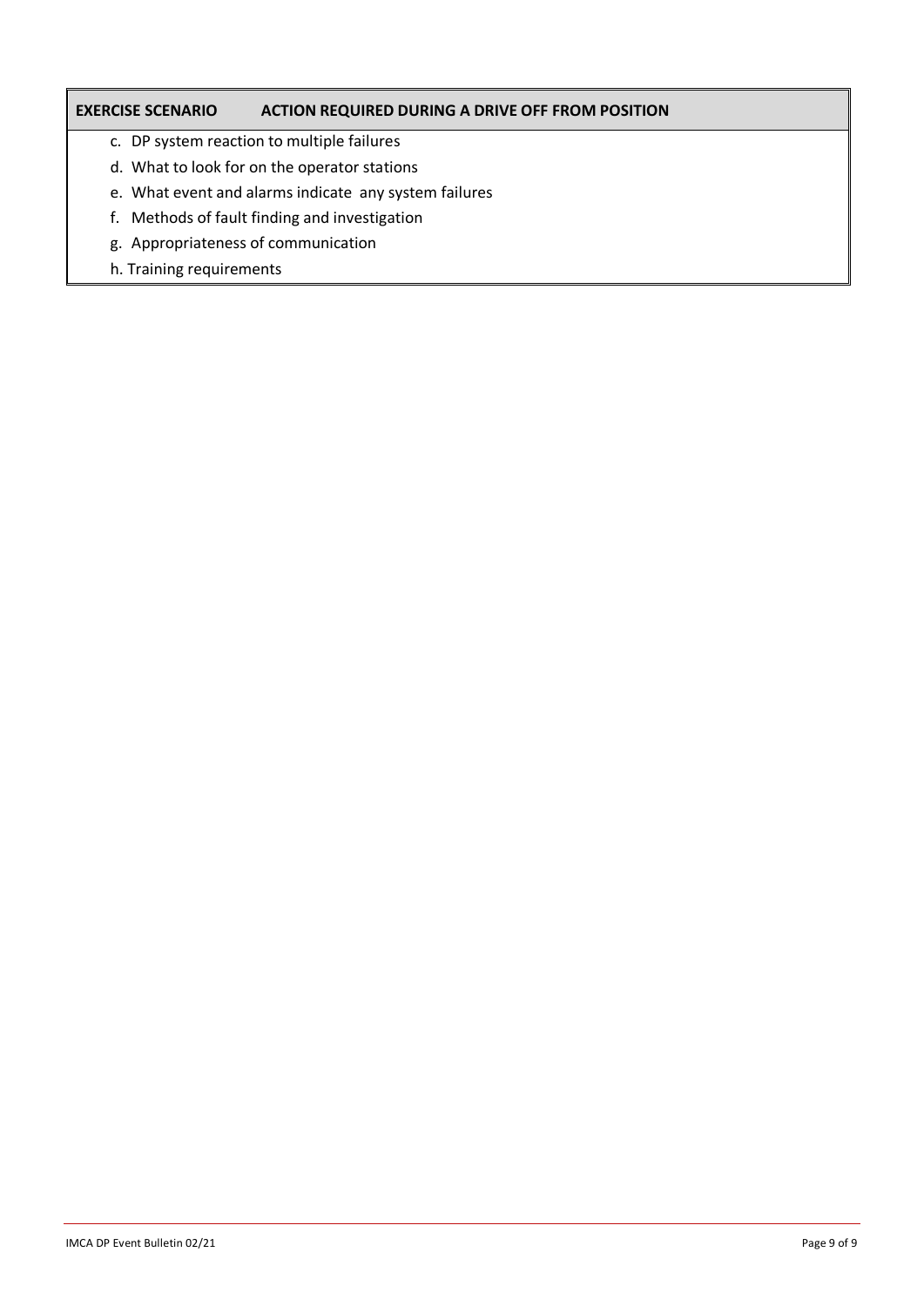| EXERCISE SCENARIO | ACTION REQUIRED DURING A DRIVE OFF FROM POSITION |
|---|---|
| | c. DP system reaction to multiple failures<br>d. What to look for on the operator stations<br>e. What event and alarms indicate any system failures<br>f. Methods of fault finding and investigation<br>g. Appropriateness of communication<br>h. Training requirements |